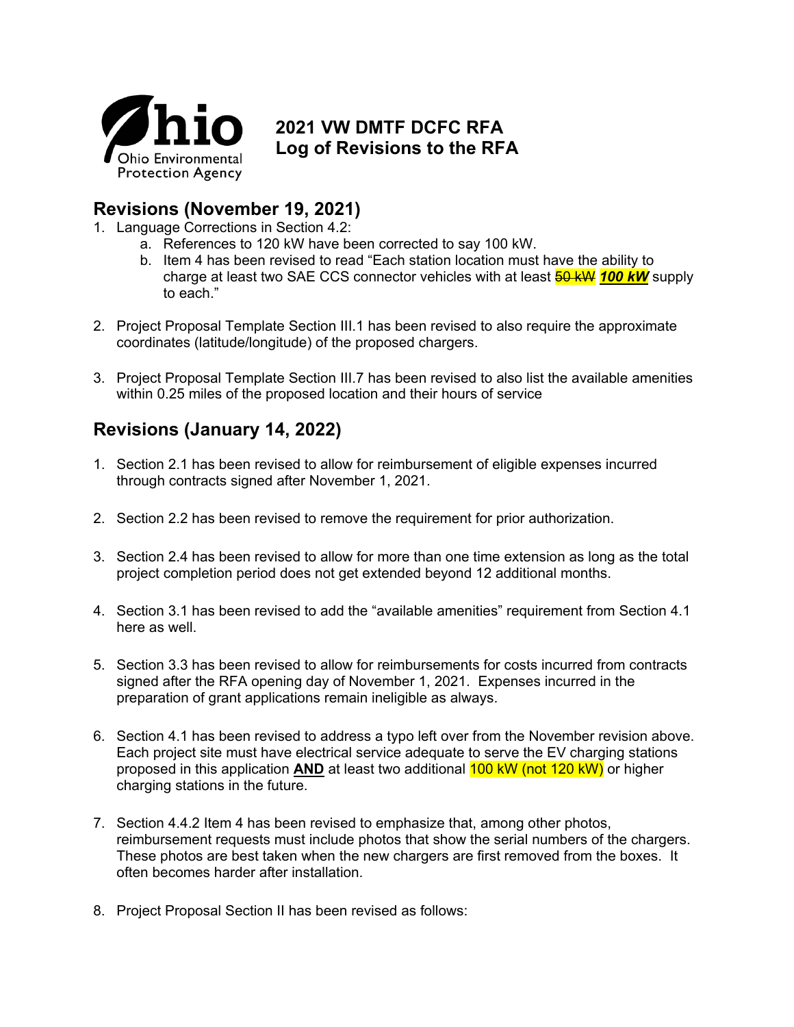Ohio Environmental Protection Agency

# 2021 VW DMTF DCFC RFA
# Log of Revisions to the RFA

## Revisions (November 19, 2021)

1. Language Corrections in Section 4.2:
    a. References to 120 kW have been corrected to say 100 kW.
    b. Item 4 has been revised to read "Each station location must have the ability to charge at least two SAE CCS connector vehicles with at least ~~50 kW~~ ***100 kW*** supply to each."

2. Project Proposal Template Section III.1 has been revised to also require the approximate coordinates (latitude/longitude) of the proposed chargers.

3. Project Proposal Template Section III.7 has been revised to also list the available amenities within 0.25 miles of the proposed location and their hours of service

## Revisions (January 14, 2022)

1. Section 2.1 has been revised to allow for reimbursement of eligible expenses incurred through contracts signed after November 1, 2021.

2. Section 2.2 has been revised to remove the requirement for prior authorization.

3. Section 2.4 has been revised to allow for more than one time extension as long as the total project completion period does not get extended beyond 12 additional months.

4. Section 3.1 has been revised to add the "available amenities" requirement from Section 4.1 here as well.

5. Section 3.3 has been revised to allow for reimbursements for costs incurred from contracts signed after the RFA opening day of November 1, 2021. Expenses incurred in the preparation of grant applications remain ineligible as always.

6. Section 4.1 has been revised to address a typo left over from the November revision above. Each project site must have electrical service adequate to serve the EV charging stations proposed in this application **AND** at least two additional 100 kW (not 120 kW) or higher charging stations in the future.

7. Section 4.4.2 Item 4 has been revised to emphasize that, among other photos, reimbursement requests must include photos that show the serial numbers of the chargers. These photos are best taken when the new chargers are first removed from the boxes. It often becomes harder after installation.

8. Project Proposal Section II has been revised as follows: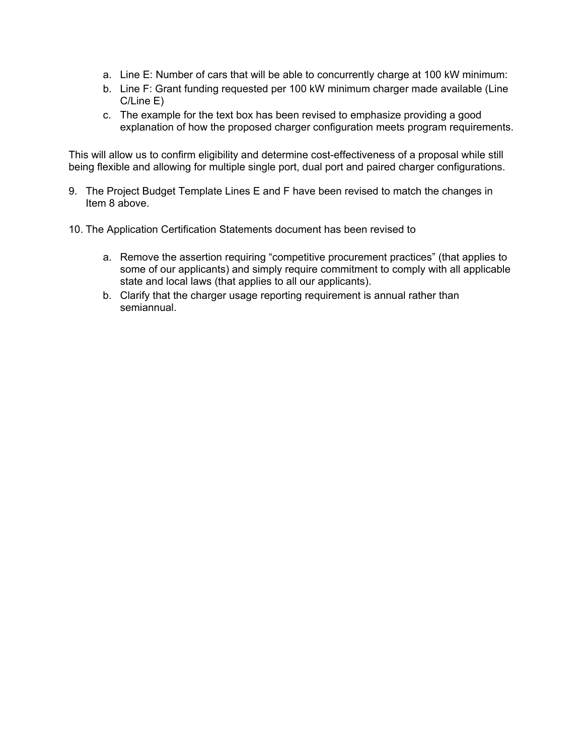a. Line E: Number of cars that will be able to concurrently charge at 100 kW minimum:
   b. Line F: Grant funding requested per 100 kW minimum charger made available (Line C/Line E)
   c. The example for the text box has been revised to emphasize providing a good explanation of how the proposed charger configuration meets program requirements.

This will allow us to confirm eligibility and determine cost-effectiveness of a proposal while still being flexible and allowing for multiple single port, dual port and paired charger configurations.

9. The Project Budget Template Lines E and F have been revised to match the changes in Item 8 above.

10. The Application Certification Statements document has been revised to

    a. Remove the assertion requiring "competitive procurement practices" (that applies to some of our applicants) and simply require commitment to comply with all applicable state and local laws (that applies to all our applicants).
    b. Clarify that the charger usage reporting requirement is annual rather than semiannual.